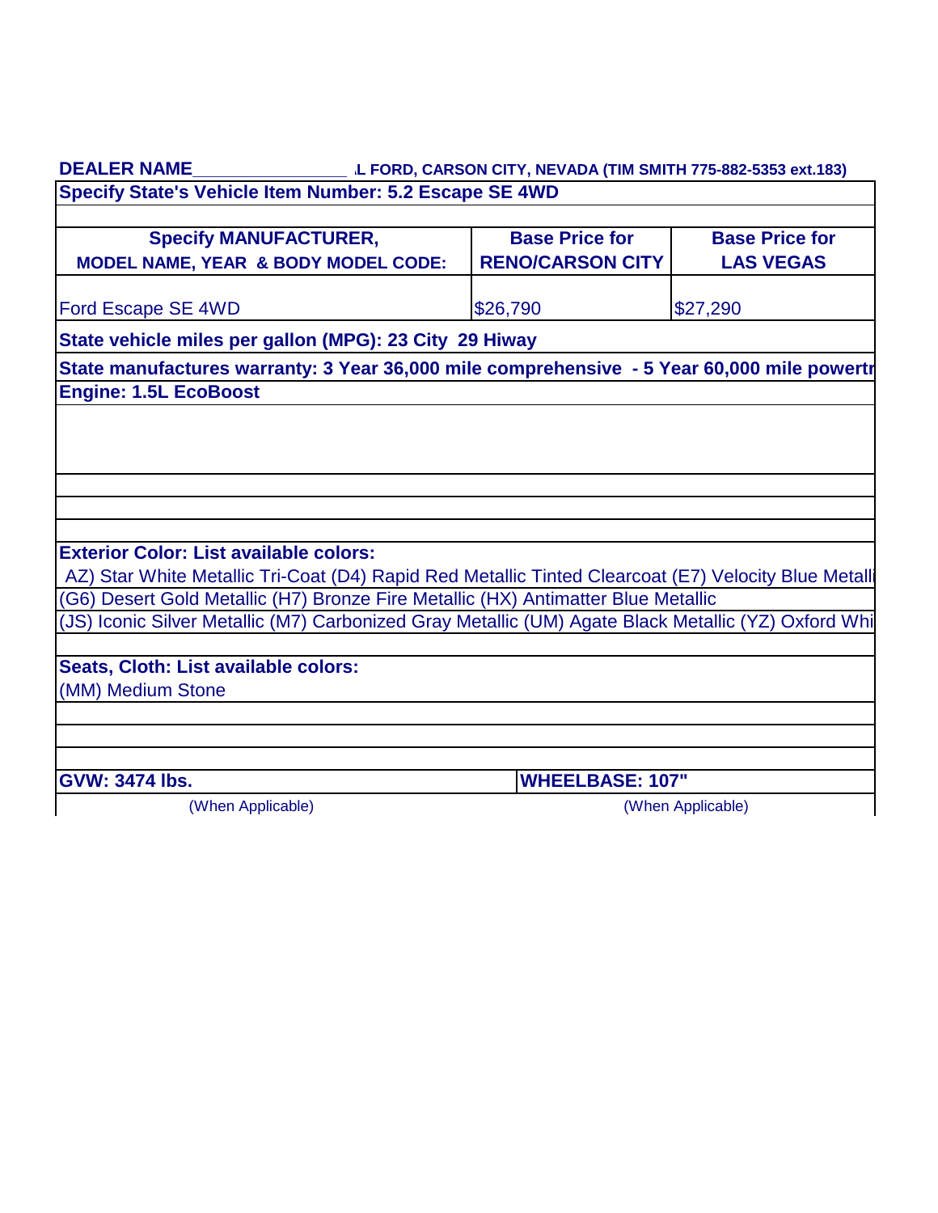**DEALER NAME**________________ **.L FORD, CARSON CITY, NEVADA (TIM SMITH 775-882-5353 ext.183)**

**Specify State's Vehicle Item Number: 5.2 Escape SE 4WD**

| Specify MANUFACTURER, MODEL NAME, YEAR & BODY MODEL CODE: | Base Price for RENO/CARSON CITY | Base Price for LAS VEGAS |
| --- | --- | --- |
| Ford Escape SE 4WD | $26,790 | $27,290 |

**State vehicle miles per gallon (MPG): 23 City 29 Hiway**

**State manufactures warranty: 3 Year 36,000 mile comprehensive - 5 Year 60,000 mile powertr**

**Engine: 1.5L EcoBoost**

**Exterior Color: List available colors:**

AZ) Star White Metallic Tri-Coat (D4) Rapid Red Metallic Tinted Clearcoat (E7) Velocity Blue Metalli

(G6) Desert Gold Metallic (H7) Bronze Fire Metallic (HX) Antimatter Blue Metallic

(JS) Iconic Silver Metallic (M7) Carbonized Gray Metallic (UM) Agate Black Metallic (YZ) Oxford Whi

**Seats, Cloth: List available colors:**

(MM) Medium Stone

| GVW: 3474 lbs. | WHEELBASE: 107" |
| --- | --- |
| (When Applicable) | (When Applicable) |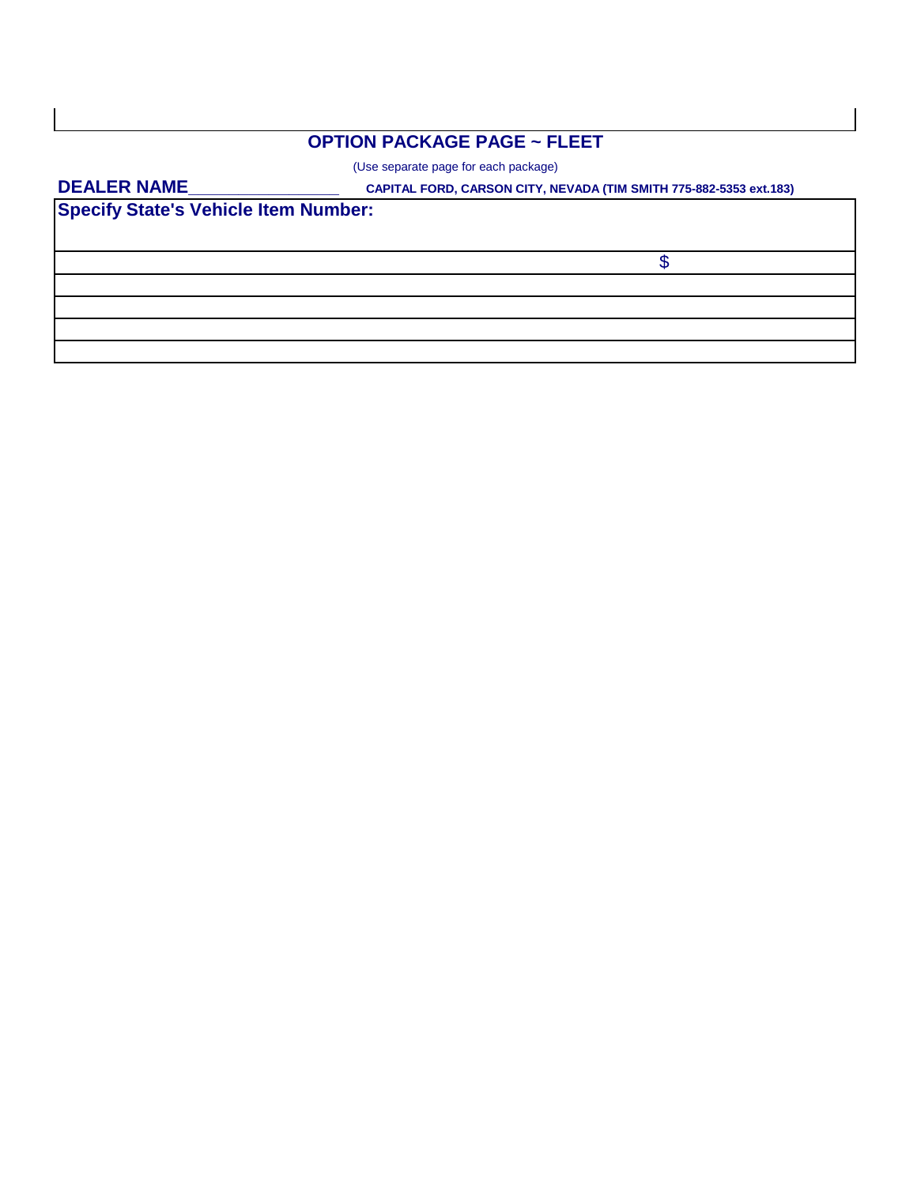## OPTION PACKAGE PAGE ~ FLEET

(Use separate page for each package)

**DEALER NAME_______________** **CAPITAL FORD, CARSON CITY, NEVADA (TIM SMITH 775-882-5353 ext.183)**

| **Specify State's Vehicle Item Number:** | |
|---|---|
| | $ |
| | |
| | |
| | |
| | |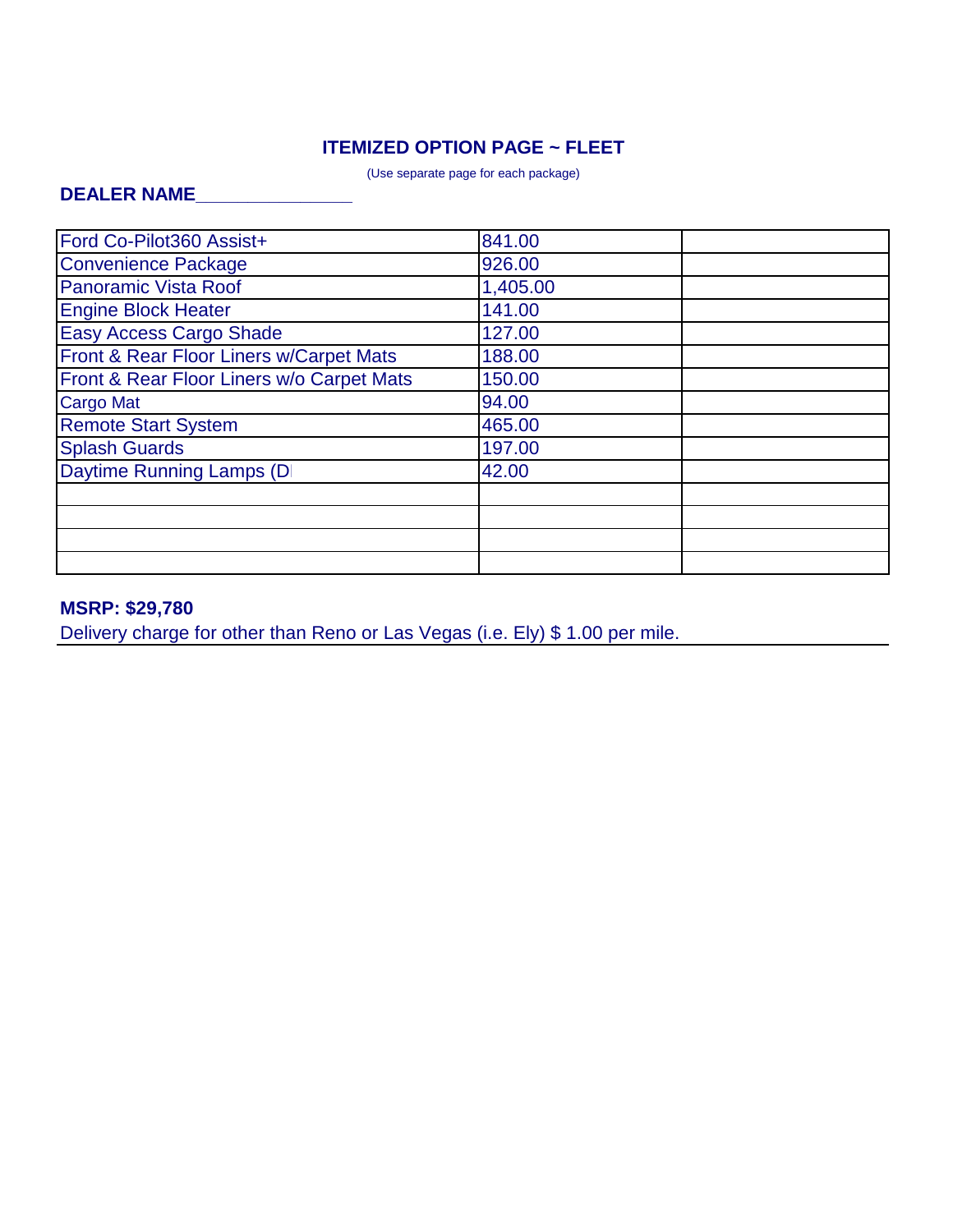## ITEMIZED OPTION PAGE ~ FLEET

(Use separate page for each package)

**DEALER NAME_______________**

| | | |
|---|---|---|
| Ford Co-Pilot360 Assist+ | 841.00 | |
| Convenience Package | 926.00 | |
| Panoramic Vista Roof | 1,405.00 | |
| Engine Block Heater | 141.00 | |
| Easy Access Cargo Shade | 127.00 | |
| Front & Rear Floor Liners w/Carpet Mats | 188.00 | |
| Front & Rear Floor Liners w/o Carpet Mats | 150.00 | |
| Cargo Mat | 94.00 | |
| Remote Start System | 465.00 | |
| Splash Guards | 197.00 | |
| Daytime Running Lamps (D | 42.00 | |
| | | |
| | | |
| | | |
| | | |

**MSRP: $29,780**

Delivery charge for other than Reno or Las Vegas (i.e. Ely) $ 1.00 per mile.